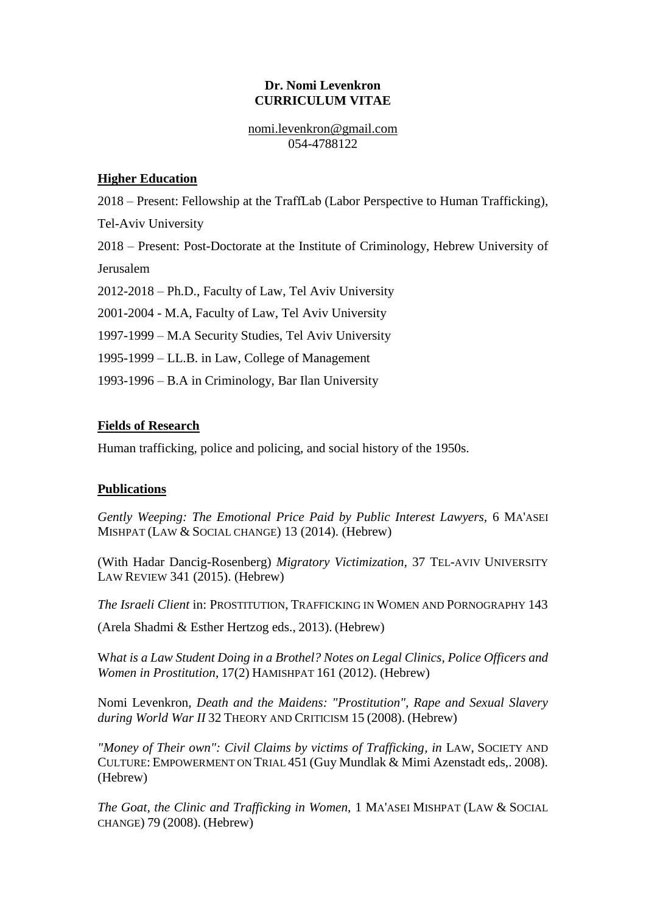**Dr. Nomi Levenkron**
**CURRICULUM VITAE**

nomi.levenkron@gmail.com
054-4788122

## Higher Education

2018 – Present: Fellowship at the TraffLab (Labor Perspective to Human Trafficking), Tel-Aviv University

2018 – Present: Post-Doctorate at the Institute of Criminology, Hebrew University of Jerusalem

2012-2018 – Ph.D., Faculty of Law, Tel Aviv University

2001-2004 - M.A, Faculty of Law, Tel Aviv University

1997-1999 – M.A Security Studies, Tel Aviv University

1995-1999 – LL.B. in Law, College of Management

1993-1996 – B.A in Criminology, Bar Ilan University

## Fields of Research

Human trafficking, police and policing, and social history of the 1950s.

## Publications

*Gently Weeping: The Emotional Price Paid by Public Interest Lawyers*, 6 MA'ASEI MISHPAT (LAW & SOCIAL CHANGE) 13 (2014). (Hebrew)

(With Hadar Dancig-Rosenberg) *Migratory Victimization*, 37 TEL-AVIV UNIVERSITY LAW REVIEW 341 (2015). (Hebrew)

*The Israeli Client* in: PROSTITUTION, TRAFFICKING IN WOMEN AND PORNOGRAPHY 143 (Arela Shadmi & Esther Hertzog eds., 2013). (Hebrew)

W*hat is a Law Student Doing in a Brothel? Notes on Legal Clinics, Police Officers and Women in Prostitution*, 17(2) HAMISHPAT 161 (2012). (Hebrew)

Nomi Levenkron, *Death and the Maidens: "Prostitution", Rape and Sexual Slavery during World War II* 32 THEORY AND CRITICISM 15 (2008). (Hebrew)

*"Money of Their own": Civil Claims by victims of Trafficking*, *in* LAW, SOCIETY AND CULTURE: EMPOWERMENT ON TRIAL 451 (Guy Mundlak & Mimi Azenstadt eds,. 2008). (Hebrew)

*The Goat, the Clinic and Trafficking in Women*, 1 MA'ASEI MISHPAT (LAW & SOCIAL CHANGE) 79 (2008). (Hebrew)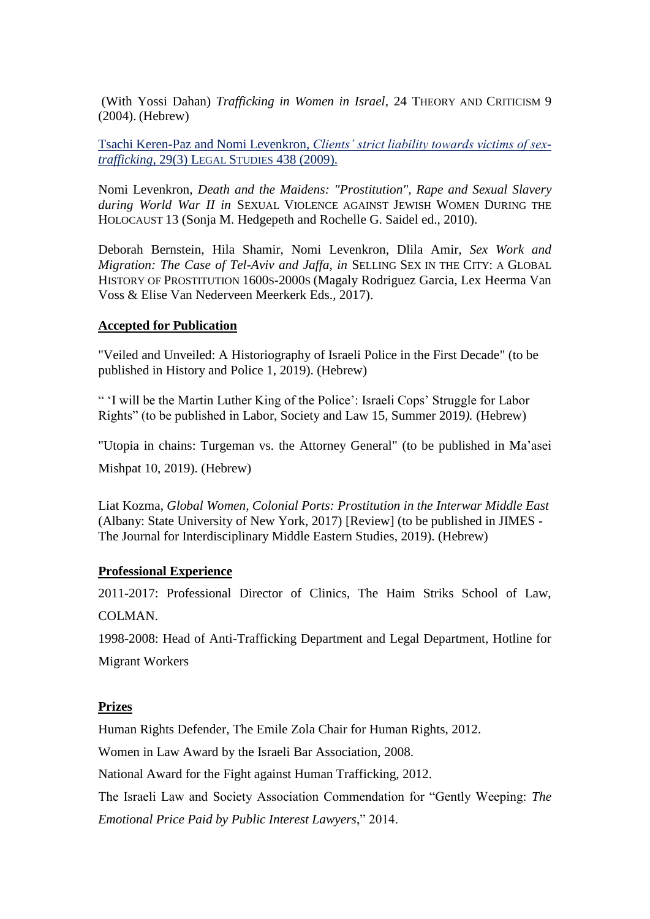(With Yossi Dahan) *Trafficking in Women in Israel*, 24 THEORY AND CRITICISM 9 (2004). (Hebrew)

Tsachi Keren-Paz and Nomi Levenkron, *Clients' strict liability towards victims of sex-trafficking*, 29(3) LEGAL STUDIES 438 (2009).

Nomi Levenkron, *Death and the Maidens: "Prostitution", Rape and Sexual Slavery during World War II in* SEXUAL VIOLENCE AGAINST JEWISH WOMEN DURING THE HOLOCAUST 13 (Sonja M. Hedgepeth and Rochelle G. Saidel ed., 2010).

Deborah Bernstein, Hila Shamir, Nomi Levenkron, Dlila Amir, *Sex Work and Migration: The Case of Tel-Aviv and Jaffa, in* SELLING SEX IN THE CITY: A GLOBAL HISTORY OF PROSTITUTION 1600S-2000S (Magaly Rodriguez Garcia, Lex Heerma Van Voss & Elise Van Nederveen Meerkerk Eds., 2017).

**Accepted for Publication**

"Veiled and Unveiled: A Historiography of Israeli Police in the First Decade" (to be published in History and Police 1, 2019). (Hebrew)

" 'I will be the Martin Luther King of the Police': Israeli Cops' Struggle for Labor Rights" (to be published in Labor, Society and Law 15, Summer 2019*).* (Hebrew)

"Utopia in chains: Turgeman vs. the Attorney General" (to be published in Ma'asei Mishpat 10, 2019). (Hebrew)

Liat Kozma, *Global Women, Colonial Ports: Prostitution in the Interwar Middle East* (Albany: State University of New York, 2017) [Review] (to be published in JIMES - The Journal for Interdisciplinary Middle Eastern Studies, 2019). (Hebrew)

**Professional Experience**

2011-2017: Professional Director of Clinics, The Haim Striks School of Law, COLMAN.

1998-2008: Head of Anti-Trafficking Department and Legal Department, Hotline for Migrant Workers

**Prizes**

Human Rights Defender, The Emile Zola Chair for Human Rights, 2012.

Women in Law Award by the Israeli Bar Association, 2008.

National Award for the Fight against Human Trafficking, 2012.

The Israeli Law and Society Association Commendation for "Gently Weeping: *The Emotional Price Paid by Public Interest Lawyers*," 2014.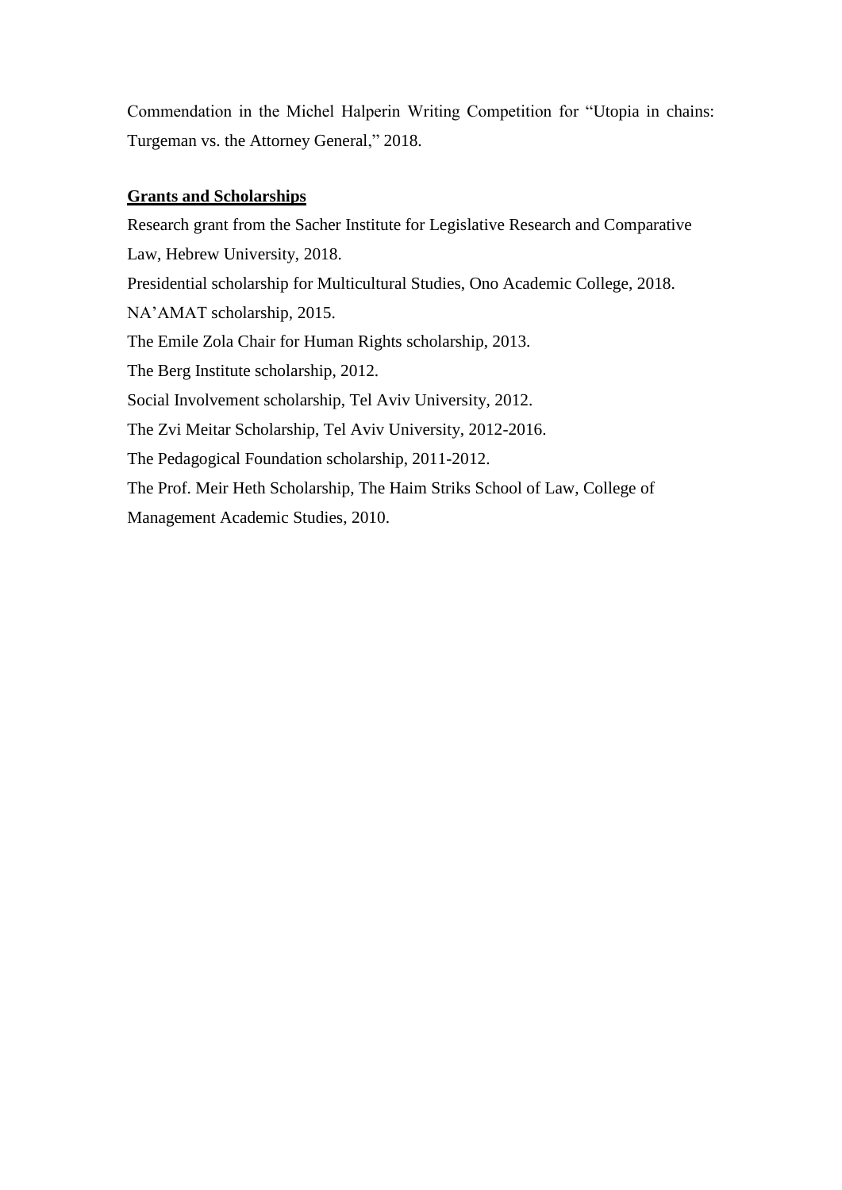Commendation in the Michel Halperin Writing Competition for "Utopia in chains: Turgeman vs. the Attorney General," 2018.

**Grants and Scholarships**

Research grant from the Sacher Institute for Legislative Research and Comparative Law, Hebrew University, 2018.

Presidential scholarship for Multicultural Studies, Ono Academic College, 2018.

NA'AMAT scholarship, 2015.

The Emile Zola Chair for Human Rights scholarship, 2013.

The Berg Institute scholarship, 2012.

Social Involvement scholarship, Tel Aviv University, 2012.

The Zvi Meitar Scholarship, Tel Aviv University, 2012-2016.

The Pedagogical Foundation scholarship, 2011-2012.

The Prof. Meir Heth Scholarship, The Haim Striks School of Law, College of Management Academic Studies, 2010.